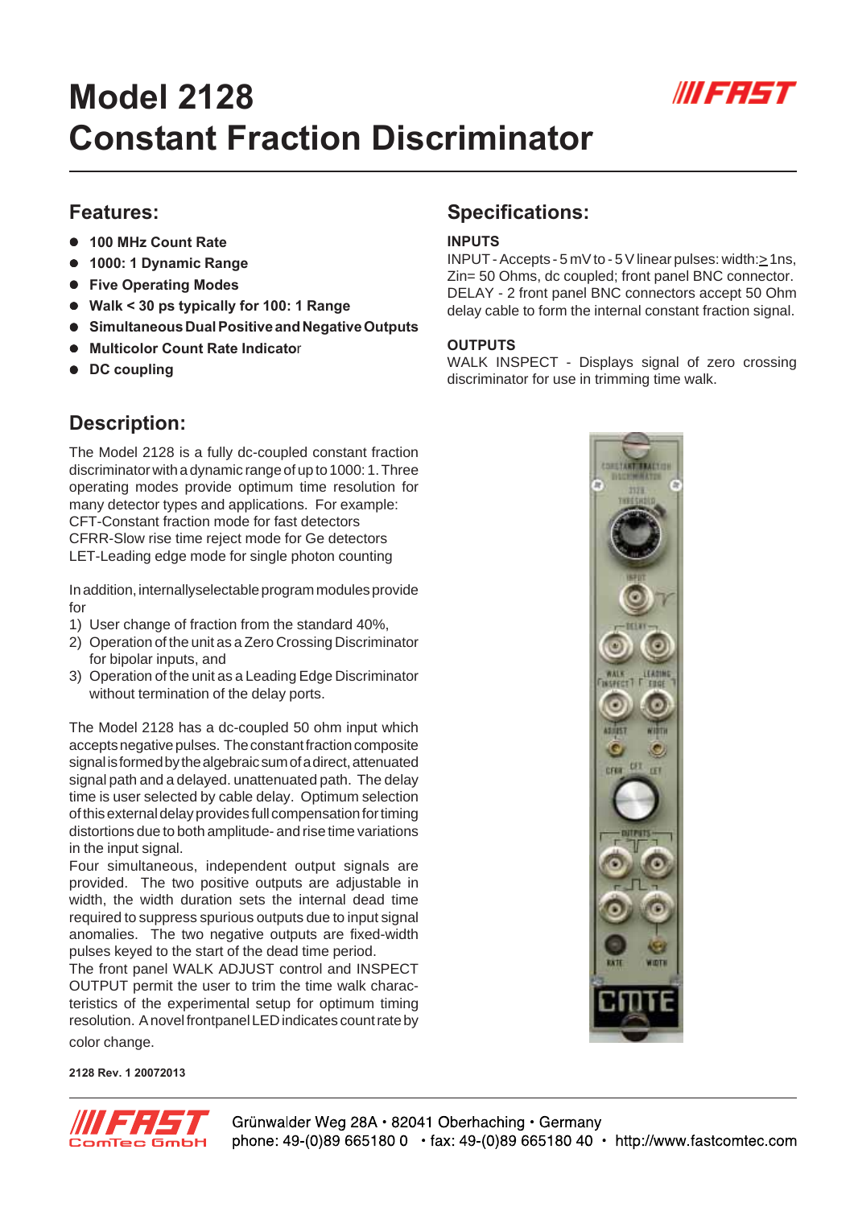# Model 2128
# Constant Fraction Discriminator

## Features:

- **100 MHz Count Rate**
- **1000: 1 Dynamic Range**
- **Five Operating Modes**
- **Walk < 30 ps typically for 100: 1 Range**
- **Simultaneous Dual Positive and Negative Outputs**
- **Multicolor Count Rate Indicator**
- **DC coupling**

## Description:

The Model 2128 is a fully dc-coupled constant fraction discriminator with a dynamic range of up to 1000: 1. Three operating modes provide optimum time resolution for many detector types and applications. For example:
CFT-Constant fraction mode for fast detectors
CFRR-Slow rise time reject mode for Ge detectors
LET-Leading edge mode for single photon counting

In addition, internallyselectable program modules provide for
1) User change of fraction from the standard 40%,
2) Operation of the unit as a Zero Crossing Discriminator for bipolar inputs, and
3) Operation of the unit as a Leading Edge Discriminator without termination of the delay ports.

The Model 2128 has a dc-coupled 50 ohm input which accepts negative pulses. The constant fraction composite signal is formed by the algebraic sum of a direct, attenuated signal path and a delayed. unattenuated path. The delay time is user selected by cable delay. Optimum selection of this external delay provides full compensation for timing distortions due to both amplitude- and rise time variations in the input signal.
Four simultaneous, independent output signals are provided. The two positive outputs are adjustable in width, the width duration sets the internal dead time required to suppress spurious outputs due to input signal anomalies. The two negative outputs are fixed-width pulses keyed to the start of the dead time period.
The front panel WALK ADJUST control and INSPECT OUTPUT permit the user to trim the time walk characteristics of the experimental setup for optimum timing resolution. A novel frontpanel LED indicates count rate by color change.

## Specifications:

**INPUTS**

INPUT - Accepts - 5 mV to - 5 V linear pulses: width: $\geq$ 1ns, Zin= 50 Ohms, dc coupled; front panel BNC connector.
DELAY - 2 front panel BNC connectors accept 50 Ohm delay cable to form the internal constant fraction signal.

**OUTPUTS**

WALK INSPECT - Displays signal of zero crossing discriminator for use in trimming time walk.

2128 Rev. 1 20072013

Grünwalder Weg 28A • 82041 Oberhaching • Germany
phone: 49-(0)89 665180 0 • fax: 49-(0)89 665180 40 • http://www.fastcomtec.com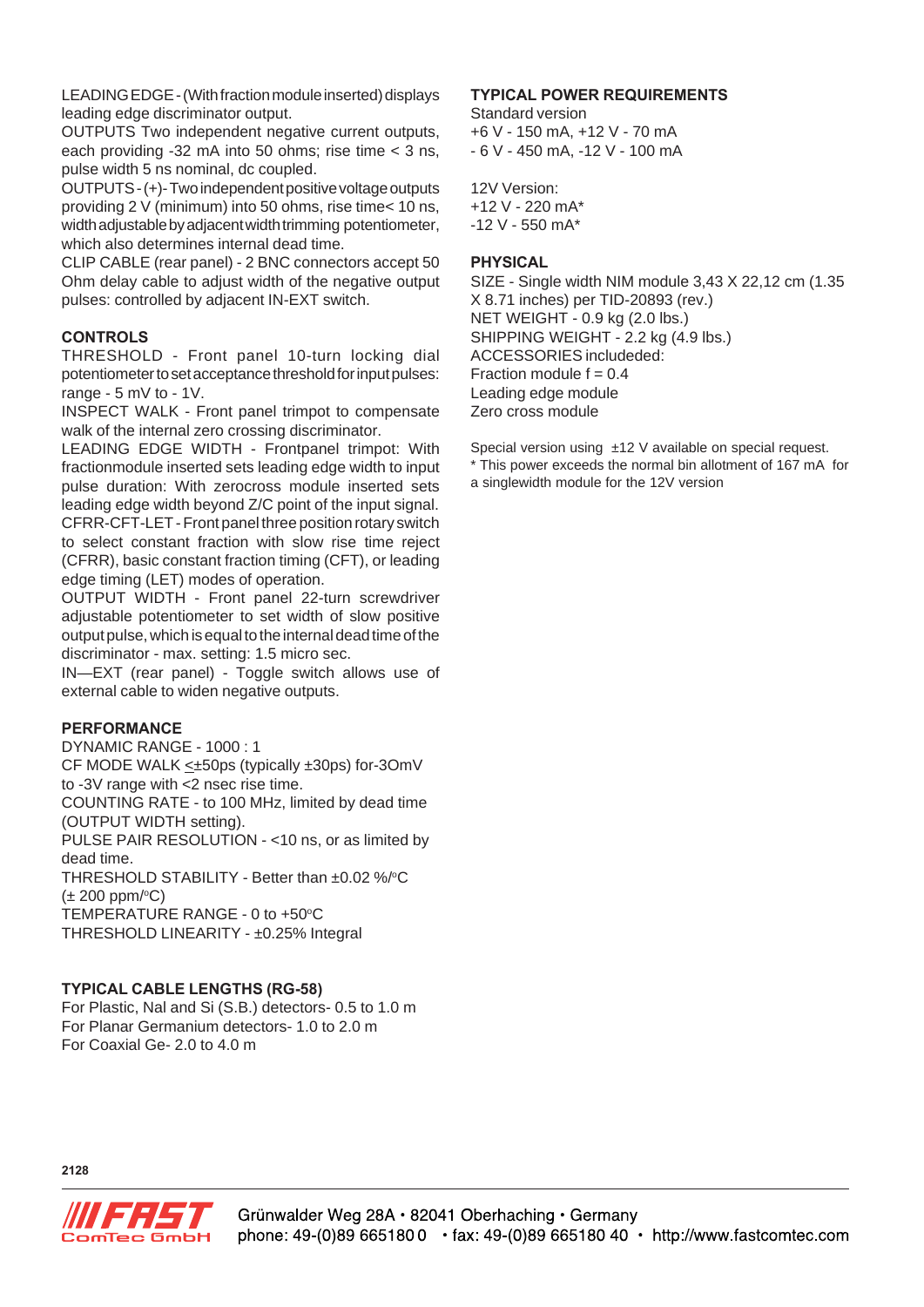LEADING EDGE - (With fraction module inserted) displays leading edge discriminator output.

OUTPUTS Two independent negative current outputs, each providing -32 mA into 50 ohms; rise time < 3 ns, pulse width 5 ns nominal, dc coupled.

OUTPUTS - (+) - Two independent positive voltage outputs providing 2 V (minimum) into 50 ohms, rise time< 10 ns, width adjustable by adjacent width trimming potentiometer, which also determines internal dead time.

CLIP CABLE (rear panel) - 2 BNC connectors accept 50 Ohm delay cable to adjust width of the negative output pulses: controlled by adjacent IN-EXT switch.

## CONTROLS

THRESHOLD - Front panel 10-turn locking dial potentiometer to set acceptance threshold for input pulses: range - 5 mV to - 1V.

INSPECT WALK - Front panel trimpot to compensate walk of the internal zero crossing discriminator.

LEADING EDGE WIDTH - Frontpanel trimpot: With fractionmodule inserted sets leading edge width to input pulse duration: With zerocross module inserted sets leading edge width beyond Z/C point of the input signal.

CFRR-CFT-LET - Front panel three position rotary switch to select constant fraction with slow rise time reject (CFRR), basic constant fraction timing (CFT), or leading edge timing (LET) modes of operation.

OUTPUT WIDTH - Front panel 22-turn screwdriver adjustable potentiometer to set width of slow positive output pulse, which is equal to the internal dead time of the discriminator - max. setting: 1.5 micro sec.

IN—EXT (rear panel) - Toggle switch allows use of external cable to widen negative outputs.

## PERFORMANCE

DYNAMIC RANGE - 1000 : 1

CF MODE WALK <±50ps (typically ±30ps) for-3OmV to -3V range with <2 nsec rise time.

COUNTING RATE - to 100 MHz, limited by dead time (OUTPUT WIDTH setting).

PULSE PAIR RESOLUTION - <10 ns, or as limited by dead time.

THRESHOLD STABILITY - Better than ±0.02 %/°C (± 200 ppm/°C)

TEMPERATURE RANGE - 0 to +50°C

THRESHOLD LINEARITY - ±0.25% Integral

## TYPICAL CABLE LENGTHS (RG-58)

For Plastic, NaI and Si (S.B.) detectors- 0.5 to 1.0 m
For Planar Germanium detectors- 1.0 to 2.0 m
For Coaxial Ge- 2.0 to 4.0 m

## TYPICAL POWER REQUIREMENTS

Standard version
+6 V - 150 mA, +12 V - 70 mA
- 6 V - 450 mA, -12 V - 100 mA

12V Version:
+12 V - 220 mA*
-12 V - 550 mA*

## PHYSICAL

SIZE - Single width NIM module 3,43 X 22,12 cm (1.35 X 8.71 inches) per TID-20893 (rev.)
NET WEIGHT - 0.9 kg (2.0 lbs.)
SHIPPING WEIGHT - 2.2 kg (4.9 lbs.)
ACCESSORIES includeded:
Fraction module f = 0.4
Leading edge module
Zero cross module

Special version using ±12 V available on special request.
* This power exceeds the normal bin allotment of 167 mA for a singlewidth module for the 12V version

2128

FAST ComTec GmbH
Grünwalder Weg 28A • 82041 Oberhaching • Germany
phone: 49-(0)89 665180 0 • fax: 49-(0)89 665180 40 • http://www.fastcomtec.com